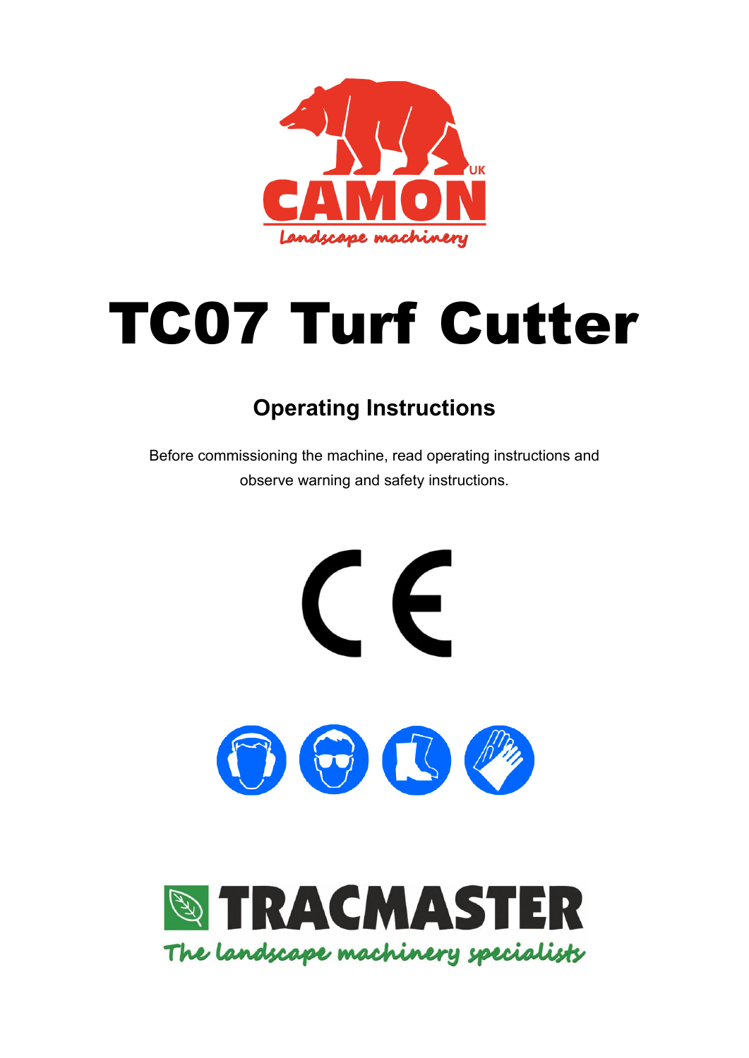CAMON UK

Landscape machinery

# TC07 Turf Cutter

## Operating Instructions

Before commissioning the machine, read operating instructions and observe warning and safety instructions.

CE

TRACMASTER

The landscape machinery specialists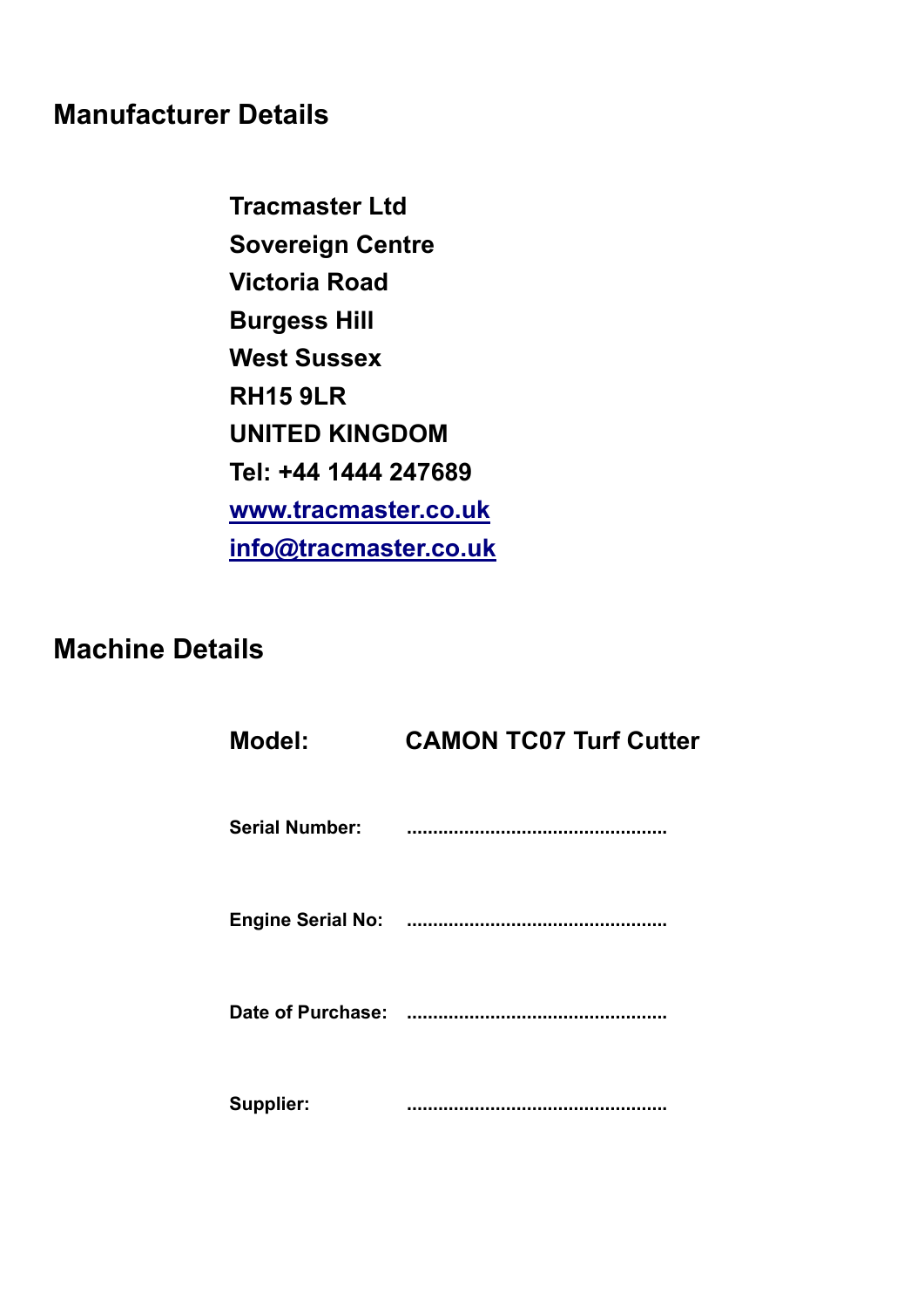## Manufacturer Details

**Tracmaster Ltd**
**Sovereign Centre**
**Victoria Road**
**Burgess Hill**
**West Sussex**
**RH15 9LR**
**UNITED KINGDOM**
**Tel: +44 1444 247689**
**[www.tracmaster.co.uk](http://www.tracmaster.co.uk)**
**[info@tracmaster.co.uk](mailto:info@tracmaster.co.uk)**

## Machine Details

**Model:** **CAMON TC07 Turf Cutter**

**Serial Number:** ................................................

**Engine Serial No:** ................................................

**Date of Purchase:** ................................................

**Supplier:** ................................................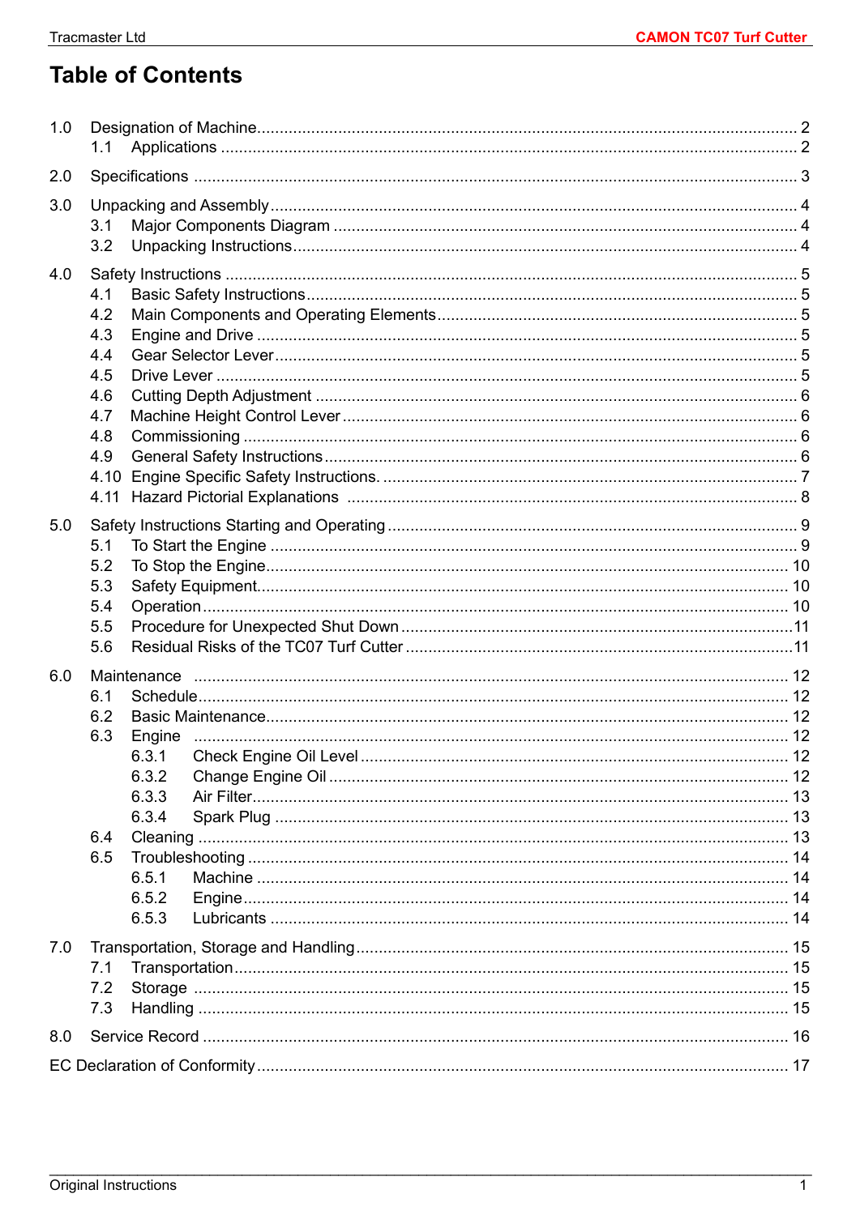# Table of Contents

- 1.0 Designation of Machine ..... 2
  - 1.1 Applications ..... 2
- 2.0 Specifications ..... 3
- 3.0 Unpacking and Assembly ..... 4
  - 3.1 Major Components Diagram ..... 4
  - 3.2 Unpacking Instructions ..... 4
- 4.0 Safety Instructions ..... 5
  - 4.1 Basic Safety Instructions ..... 5
  - 4.2 Main Components and Operating Elements ..... 5
  - 4.3 Engine and Drive ..... 5
  - 4.4 Gear Selector Lever ..... 5
  - 4.5 Drive Lever ..... 5
  - 4.6 Cutting Depth Adjustment ..... 6
  - 4.7 Machine Height Control Lever ..... 6
  - 4.8 Commissioning ..... 6
  - 4.9 General Safety Instructions ..... 6
  - 4.10 Engine Specific Safety Instructions. ..... 7
  - 4.11 Hazard Pictorial Explanations ..... 8
- 5.0 Safety Instructions Starting and Operating ..... 9
  - 5.1 To Start the Engine ..... 9
  - 5.2 To Stop the Engine ..... 10
  - 5.3 Safety Equipment ..... 10
  - 5.4 Operation ..... 10
  - 5.5 Procedure for Unexpected Shut Down ..... 11
  - 5.6 Residual Risks of the TC07 Turf Cutter ..... 11
- 6.0 Maintenance ..... 12
  - 6.1 Schedule ..... 12
  - 6.2 Basic Maintenance ..... 12
  - 6.3 Engine ..... 12
    - 6.3.1 Check Engine Oil Level ..... 12
    - 6.3.2 Change Engine Oil ..... 12
    - 6.3.3 Air Filter ..... 13
    - 6.3.4 Spark Plug ..... 13
  - 6.4 Cleaning ..... 13
  - 6.5 Troubleshooting ..... 14
    - 6.5.1 Machine ..... 14
    - 6.5.2 Engine ..... 14
    - 6.5.3 Lubricants ..... 14
- 7.0 Transportation, Storage and Handling ..... 15
  - 7.1 Transportation ..... 15
  - 7.2 Storage ..... 15
  - 7.3 Handling ..... 15
- 8.0 Service Record ..... 16

EC Declaration of Conformity ..... 17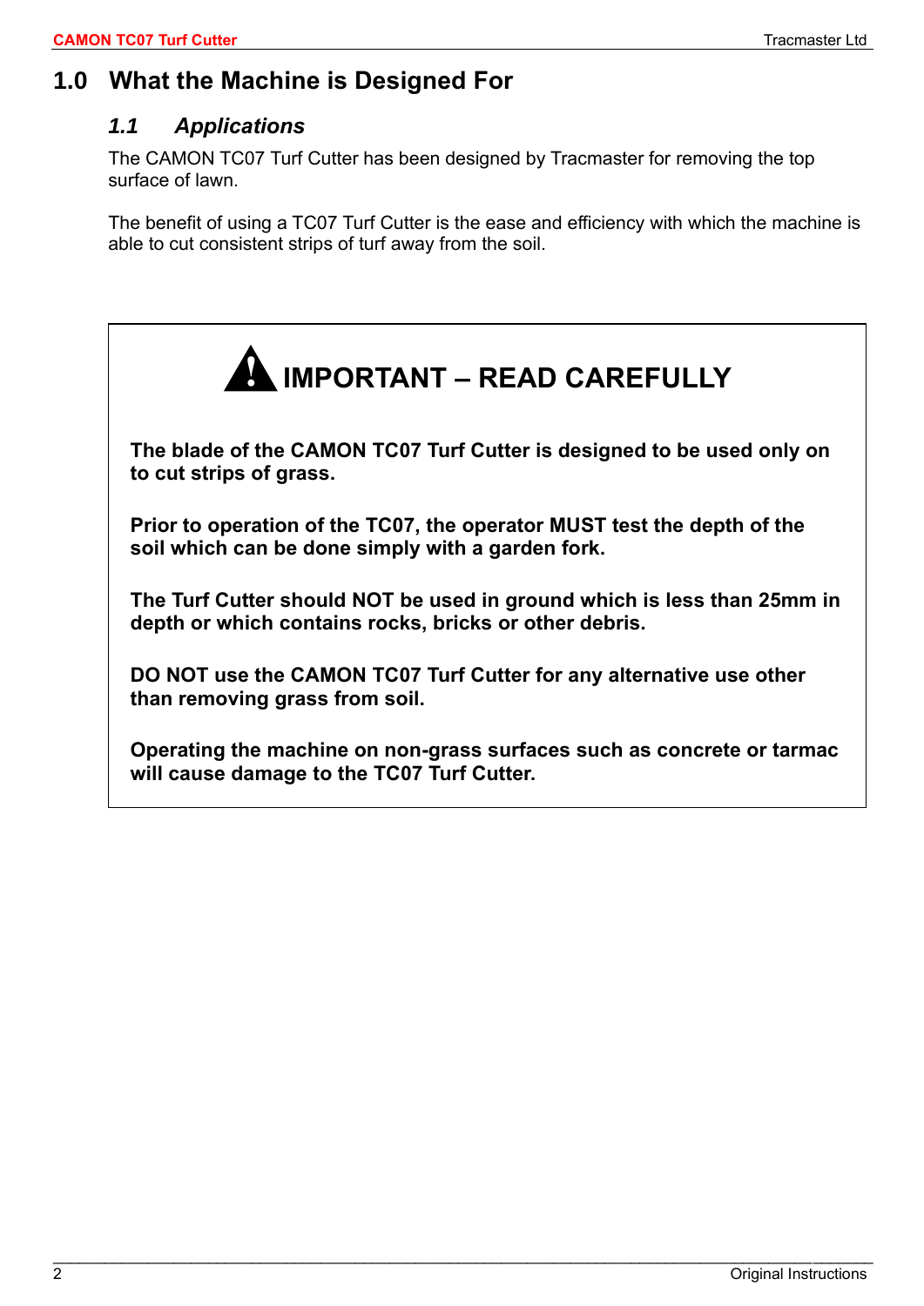# 1.0 What the Machine is Designed For

## *1.1 Applications*

The CAMON TC07 Turf Cutter has been designed by Tracmaster for removing the top surface of lawn.

The benefit of using a TC07 Turf Cutter is the ease and efficiency with which the machine is able to cut consistent strips of turf away from the soil.

## IMPORTANT – READ CAREFULLY

**The blade of the CAMON TC07 Turf Cutter is designed to be used only on to cut strips of grass.**

**Prior to operation of the TC07, the operator MUST test the depth of the soil which can be done simply with a garden fork.**

**The Turf Cutter should NOT be used in ground which is less than 25mm in depth or which contains rocks, bricks or other debris.**

**DO NOT use the CAMON TC07 Turf Cutter for any alternative use other than removing grass from soil.**

**Operating the machine on non-grass surfaces such as concrete or tarmac will cause damage to the TC07 Turf Cutter.**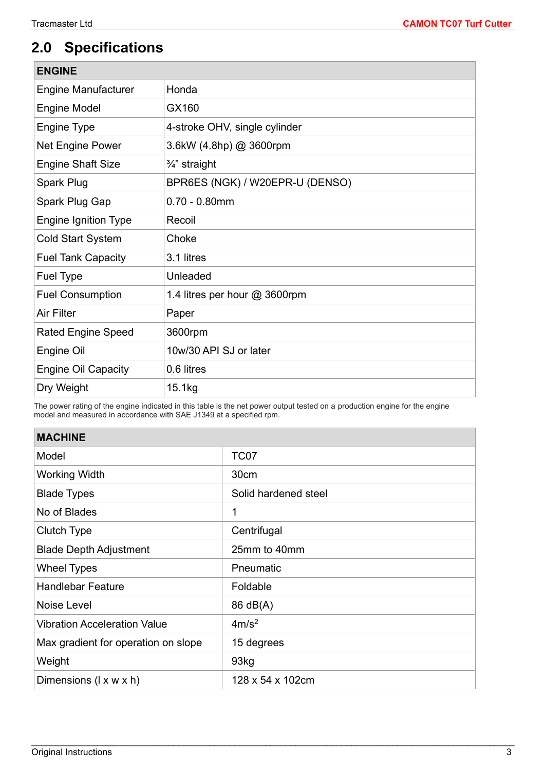## 2.0 Specifications

| ENGINE | |
|---|---|
| Engine Manufacturer | Honda |
| Engine Model | GX160 |
| Engine Type | 4-stroke OHV, single cylinder |
| Net Engine Power | 3.6kW (4.8hp) @ 3600rpm |
| Engine Shaft Size | ¾” straight |
| Spark Plug | BPR6ES (NGK) / W20EPR-U (DENSO) |
| Spark Plug Gap | 0.70 - 0.80mm |
| Engine Ignition Type | Recoil |
| Cold Start System | Choke |
| Fuel Tank Capacity | 3.1 litres |
| Fuel Type | Unleaded |
| Fuel Consumption | 1.4 litres per hour @ 3600rpm |
| Air Filter | Paper |
| Rated Engine Speed | 3600rpm |
| Engine Oil | 10w/30 API SJ or later |
| Engine Oil Capacity | 0.6 litres |
| Dry Weight | 15.1kg |

The power rating of the engine indicated in this table is the net power output tested on a production engine for the engine model and measured in accordance with SAE J1349 at a specified rpm.

| MACHINE | |
|---|---|
| Model | TC07 |
| Working Width | 30cm |
| Blade Types | Solid hardened steel |
| No of Blades | 1 |
| Clutch Type | Centrifugal |
| Blade Depth Adjustment | 25mm to 40mm |
| Wheel Types | Pneumatic |
| Handlebar Feature | Foldable |
| Noise Level | 86 dB(A) |
| Vibration Acceleration Value | 4m/s$^2$ |
| Max gradient for operation on slope | 15 degrees |
| Weight | 93kg |
| Dimensions (l x w x h) | 128 x 54 x 102cm |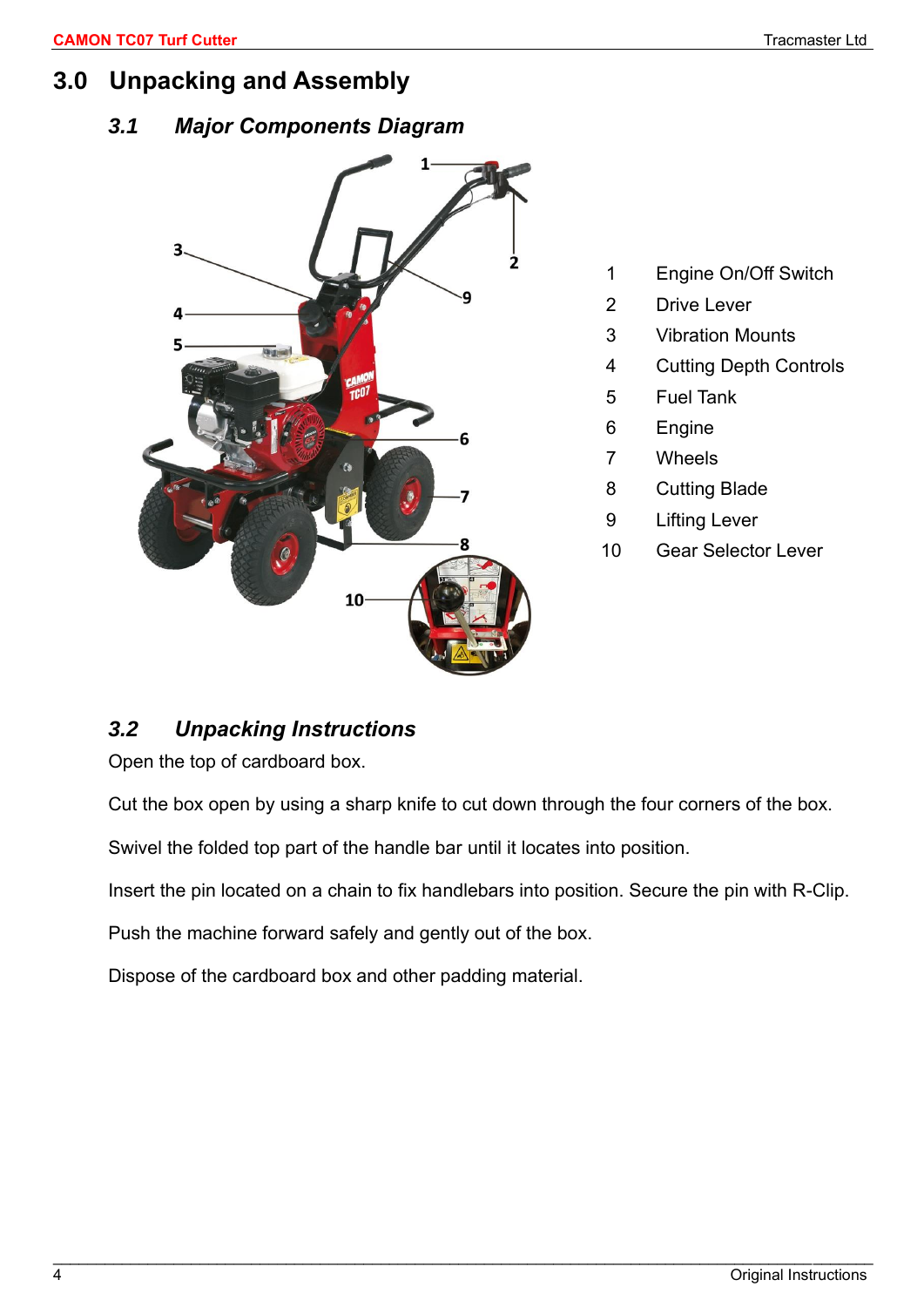# 3.0 Unpacking and Assembly

## *3.1 Major Components Diagram*

| | |
|---|---|
| 1 | Engine On/Off Switch |
| 2 | Drive Lever |
| 3 | Vibration Mounts |
| 4 | Cutting Depth Controls |
| 5 | Fuel Tank |
| 6 | Engine |
| 7 | Wheels |
| 8 | Cutting Blade |
| 9 | Lifting Lever |
| 10 | Gear Selector Lever |

## *3.2 Unpacking Instructions*

Open the top of cardboard box.

Cut the box open by using a sharp knife to cut down through the four corners of the box.

Swivel the folded top part of the handle bar until it locates into position.

Insert the pin located on a chain to fix handlebars into position. Secure the pin with R-Clip.

Push the machine forward safely and gently out of the box.

Dispose of the cardboard box and other padding material.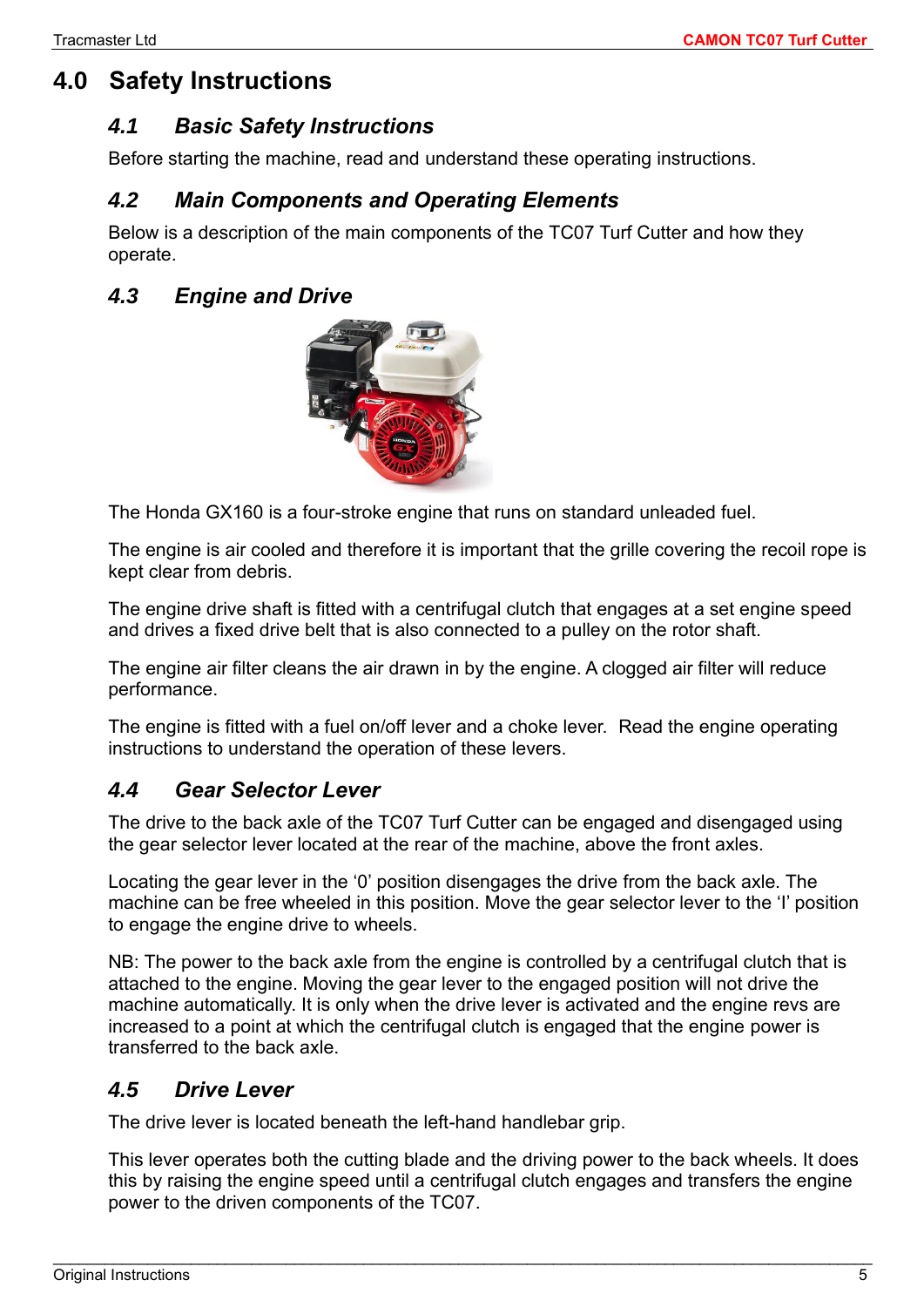# 4.0 Safety Instructions

## *4.1 Basic Safety Instructions*

Before starting the machine, read and understand these operating instructions.

## *4.2 Main Components and Operating Elements*

Below is a description of the main components of the TC07 Turf Cutter and how they operate.

## *4.3 Engine and Drive*

The Honda GX160 is a four-stroke engine that runs on standard unleaded fuel.

The engine is air cooled and therefore it is important that the grille covering the recoil rope is kept clear from debris.

The engine drive shaft is fitted with a centrifugal clutch that engages at a set engine speed and drives a fixed drive belt that is also connected to a pulley on the rotor shaft.

The engine air filter cleans the air drawn in by the engine. A clogged air filter will reduce performance.

The engine is fitted with a fuel on/off lever and a choke lever. Read the engine operating instructions to understand the operation of these levers.

## *4.4 Gear Selector Lever*

The drive to the back axle of the TC07 Turf Cutter can be engaged and disengaged using the gear selector lever located at the rear of the machine, above the front axles.

Locating the gear lever in the '0' position disengages the drive from the back axle. The machine can be free wheeled in this position. Move the gear selector lever to the 'I' position to engage the engine drive to wheels.

NB: The power to the back axle from the engine is controlled by a centrifugal clutch that is attached to the engine. Moving the gear lever to the engaged position will not drive the machine automatically. It is only when the drive lever is activated and the engine revs are increased to a point at which the centrifugal clutch is engaged that the engine power is transferred to the back axle.

## *4.5 Drive Lever*

The drive lever is located beneath the left-hand handlebar grip.

This lever operates both the cutting blade and the driving power to the back wheels. It does this by raising the engine speed until a centrifugal clutch engages and transfers the engine power to the driven components of the TC07.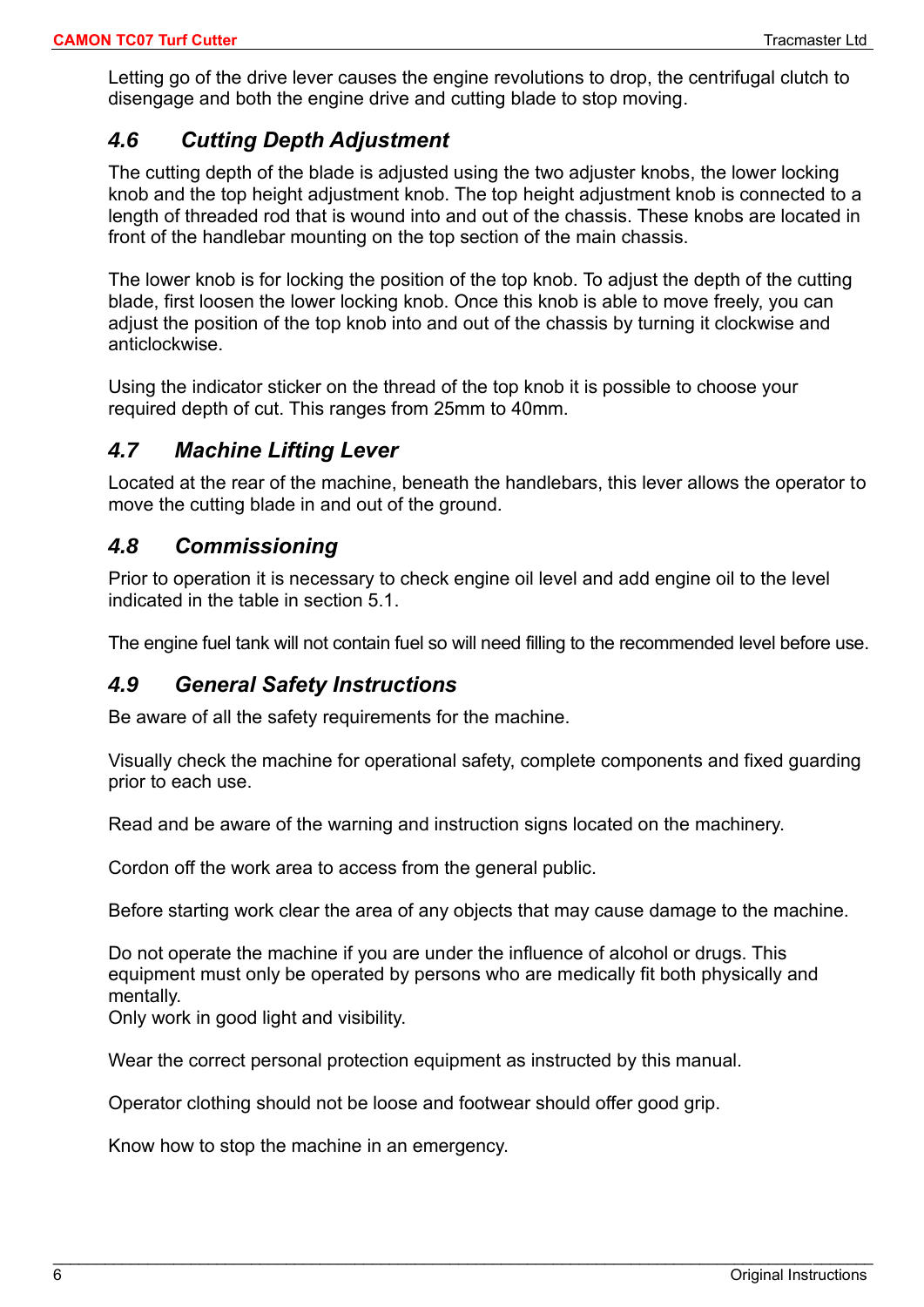Letting go of the drive lever causes the engine revolutions to drop, the centrifugal clutch to disengage and both the engine drive and cutting blade to stop moving.

### *4.6 Cutting Depth Adjustment*

The cutting depth of the blade is adjusted using the two adjuster knobs, the lower locking knob and the top height adjustment knob. The top height adjustment knob is connected to a length of threaded rod that is wound into and out of the chassis. These knobs are located in front of the handlebar mounting on the top section of the main chassis.

The lower knob is for locking the position of the top knob. To adjust the depth of the cutting blade, first loosen the lower locking knob. Once this knob is able to move freely, you can adjust the position of the top knob into and out of the chassis by turning it clockwise and anticlockwise.

Using the indicator sticker on the thread of the top knob it is possible to choose your required depth of cut. This ranges from 25mm to 40mm.

### *4.7 Machine Lifting Lever*

Located at the rear of the machine, beneath the handlebars, this lever allows the operator to move the cutting blade in and out of the ground.

### *4.8 Commissioning*

Prior to operation it is necessary to check engine oil level and add engine oil to the level indicated in the table in section 5.1.

The engine fuel tank will not contain fuel so will need filling to the recommended level before use.

### *4.9 General Safety Instructions*

Be aware of all the safety requirements for the machine.

Visually check the machine for operational safety, complete components and fixed guarding prior to each use.

Read and be aware of the warning and instruction signs located on the machinery.

Cordon off the work area to access from the general public.

Before starting work clear the area of any objects that may cause damage to the machine.

Do not operate the machine if you are under the influence of alcohol or drugs. This equipment must only be operated by persons who are medically fit both physically and mentally.
Only work in good light and visibility.

Wear the correct personal protection equipment as instructed by this manual.

Operator clothing should not be loose and footwear should offer good grip.

Know how to stop the machine in an emergency.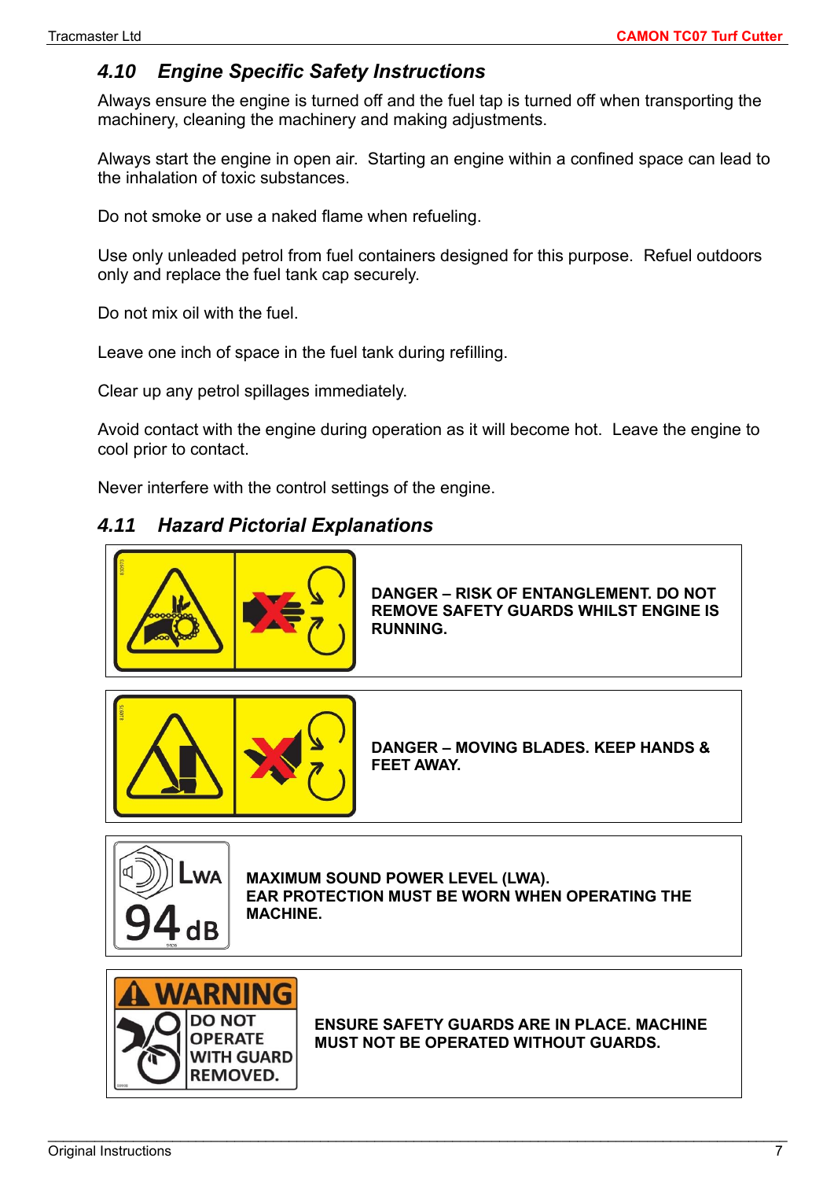## 4.10 Engine Specific Safety Instructions

Always ensure the engine is turned off and the fuel tap is turned off when transporting the machinery, cleaning the machinery and making adjustments.

Always start the engine in open air. Starting an engine within a confined space can lead to the inhalation of toxic substances.

Do not smoke or use a naked flame when refueling.

Use only unleaded petrol from fuel containers designed for this purpose. Refuel outdoors only and replace the fuel tank cap securely.

Do not mix oil with the fuel.

Leave one inch of space in the fuel tank during refilling.

Clear up any petrol spillages immediately.

Avoid contact with the engine during operation as it will become hot. Leave the engine to cool prior to contact.

Never interfere with the control settings of the engine.

## 4.11 Hazard Pictorial Explanations

| Pictorial | Explanation |
|---|---|
| | **DANGER – RISK OF ENTANGLEMENT. DO NOT REMOVE SAFETY GUARDS WHILST ENGINE IS RUNNING.** |
| | **DANGER – MOVING BLADES. KEEP HANDS & FEET AWAY.** |
| LWA 94 dB | **MAXIMUM SOUND POWER LEVEL (LWA). EAR PROTECTION MUST BE WORN WHEN OPERATING THE MACHINE.** |
| WARNING DO NOT OPERATE WITH GUARD REMOVED. | **ENSURE SAFETY GUARDS ARE IN PLACE. MACHINE MUST NOT BE OPERATED WITHOUT GUARDS.** |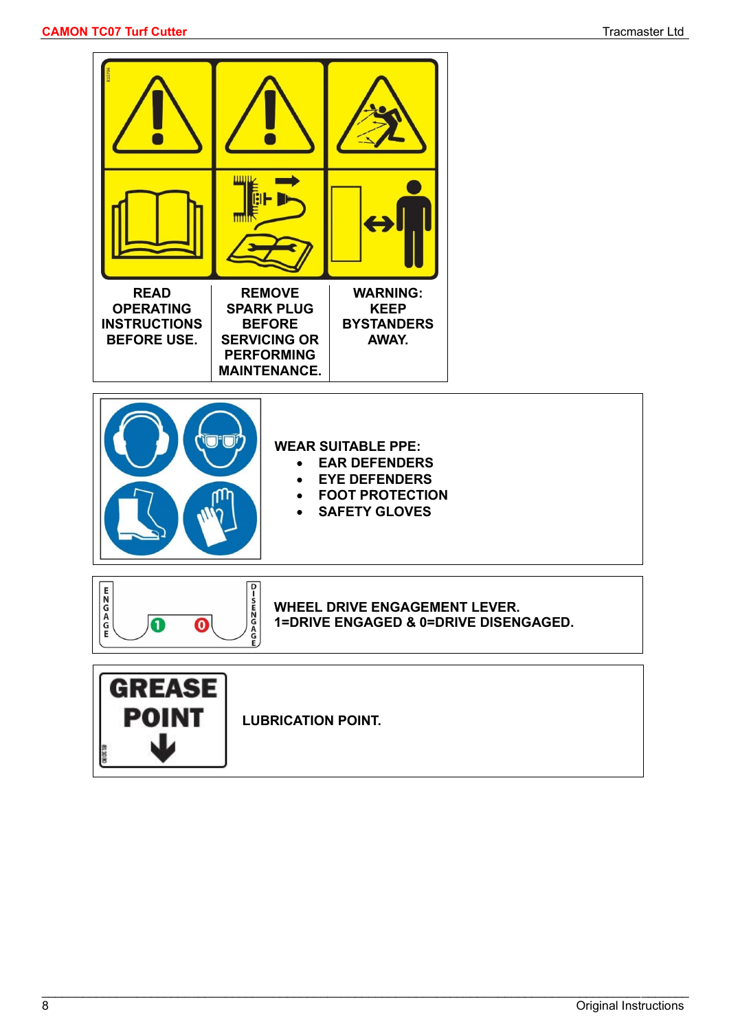| READ OPERATING INSTRUCTIONS BEFORE USE. | REMOVE SPARK PLUG BEFORE SERVICING OR PERFORMING MAINTENANCE. | WARNING: KEEP BYSTANDERS AWAY. |
|---|---|---|

**WEAR SUITABLE PPE:**

- **EAR DEFENDERS**
- **EYE DEFENDERS**
- **FOOT PROTECTION**
- **SAFETY GLOVES**

**WHEEL DRIVE ENGAGEMENT LEVER.**
**1=DRIVE ENGAGED & 0=DRIVE DISENGAGED.**

**LUBRICATION POINT.**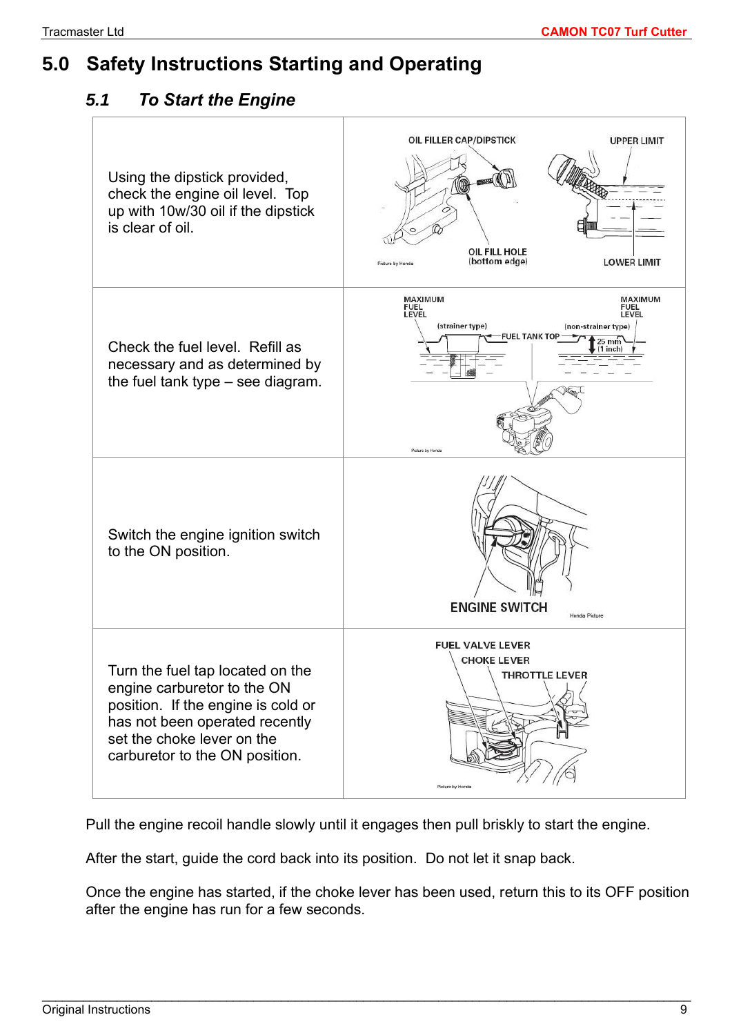# 5.0 Safety Instructions Starting and Operating

## *5.1 To Start the Engine*

| | |
|---|---|
| Using the dipstick provided, check the engine oil level. Top up with 10w/30 oil if the dipstick is clear of oil. | OIL FILLER CAP/DIPSTICK<br>UPPER LIMIT<br>OIL FILL HOLE (bottom edge)<br>LOWER LIMIT<br>Picture by Honda |
| Check the fuel level. Refill as necessary and as determined by the fuel tank type – see diagram. | MAXIMUM FUEL LEVEL (strainer type)<br>FUEL TANK TOP<br>MAXIMUM FUEL LEVEL (non-strainer type)<br>25 mm (1 inch)<br>Picture by Honda |
| Switch the engine ignition switch to the ON position. | ENGINE SWITCH<br>Honda Picture |
| Turn the fuel tap located on the engine carburetor to the ON position. If the engine is cold or has not been operated recently set the choke lever on the carburetor to the ON position. | FUEL VALVE LEVER<br>CHOKE LEVER<br>THROTTLE LEVER<br>Picture by Honda |

Pull the engine recoil handle slowly until it engages then pull briskly to start the engine.

After the start, guide the cord back into its position. Do not let it snap back.

Once the engine has started, if the choke lever has been used, return this to its OFF position after the engine has run for a few seconds.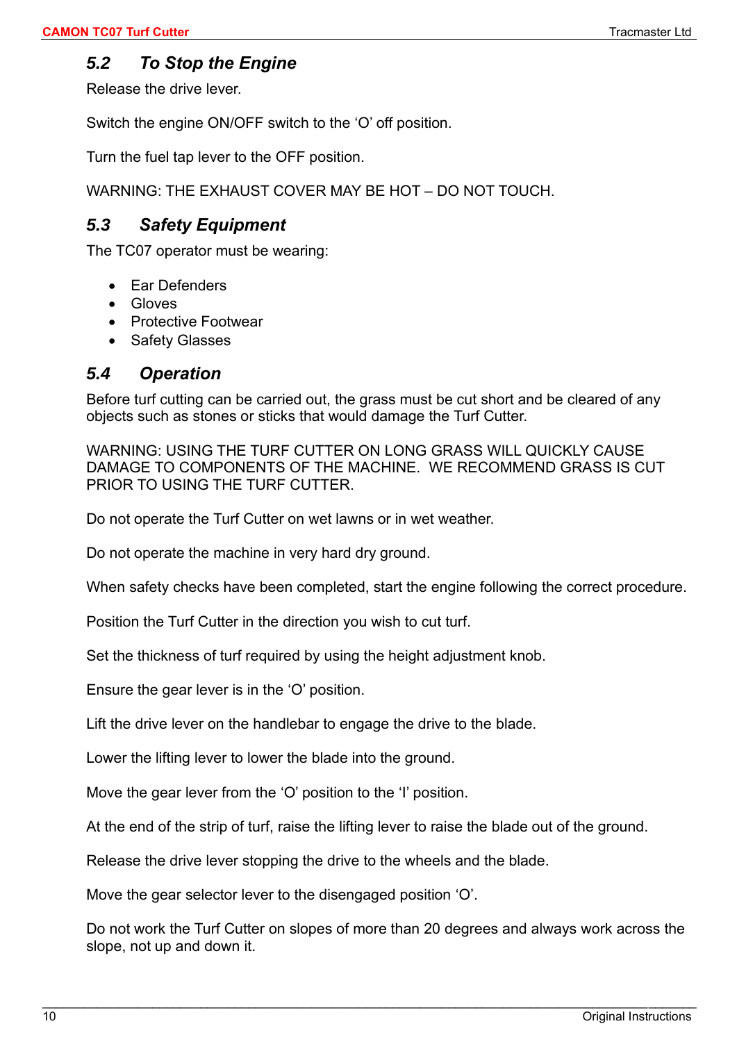## *5.2 To Stop the Engine*

Release the drive lever.

Switch the engine ON/OFF switch to the 'O' off position.

Turn the fuel tap lever to the OFF position.

WARNING: THE EXHAUST COVER MAY BE HOT – DO NOT TOUCH.

## *5.3 Safety Equipment*

The TC07 operator must be wearing:

- Ear Defenders
- Gloves
- Protective Footwear
- Safety Glasses

## *5.4 Operation*

Before turf cutting can be carried out, the grass must be cut short and be cleared of any objects such as stones or sticks that would damage the Turf Cutter.

WARNING: USING THE TURF CUTTER ON LONG GRASS WILL QUICKLY CAUSE DAMAGE TO COMPONENTS OF THE MACHINE. WE RECOMMEND GRASS IS CUT PRIOR TO USING THE TURF CUTTER.

Do not operate the Turf Cutter on wet lawns or in wet weather.

Do not operate the machine in very hard dry ground.

When safety checks have been completed, start the engine following the correct procedure.

Position the Turf Cutter in the direction you wish to cut turf.

Set the thickness of turf required by using the height adjustment knob.

Ensure the gear lever is in the 'O' position.

Lift the drive lever on the handlebar to engage the drive to the blade.

Lower the lifting lever to lower the blade into the ground.

Move the gear lever from the 'O' position to the 'I' position.

At the end of the strip of turf, raise the lifting lever to raise the blade out of the ground.

Release the drive lever stopping the drive to the wheels and the blade.

Move the gear selector lever to the disengaged position 'O'.

Do not work the Turf Cutter on slopes of more than 20 degrees and always work across the slope, not up and down it.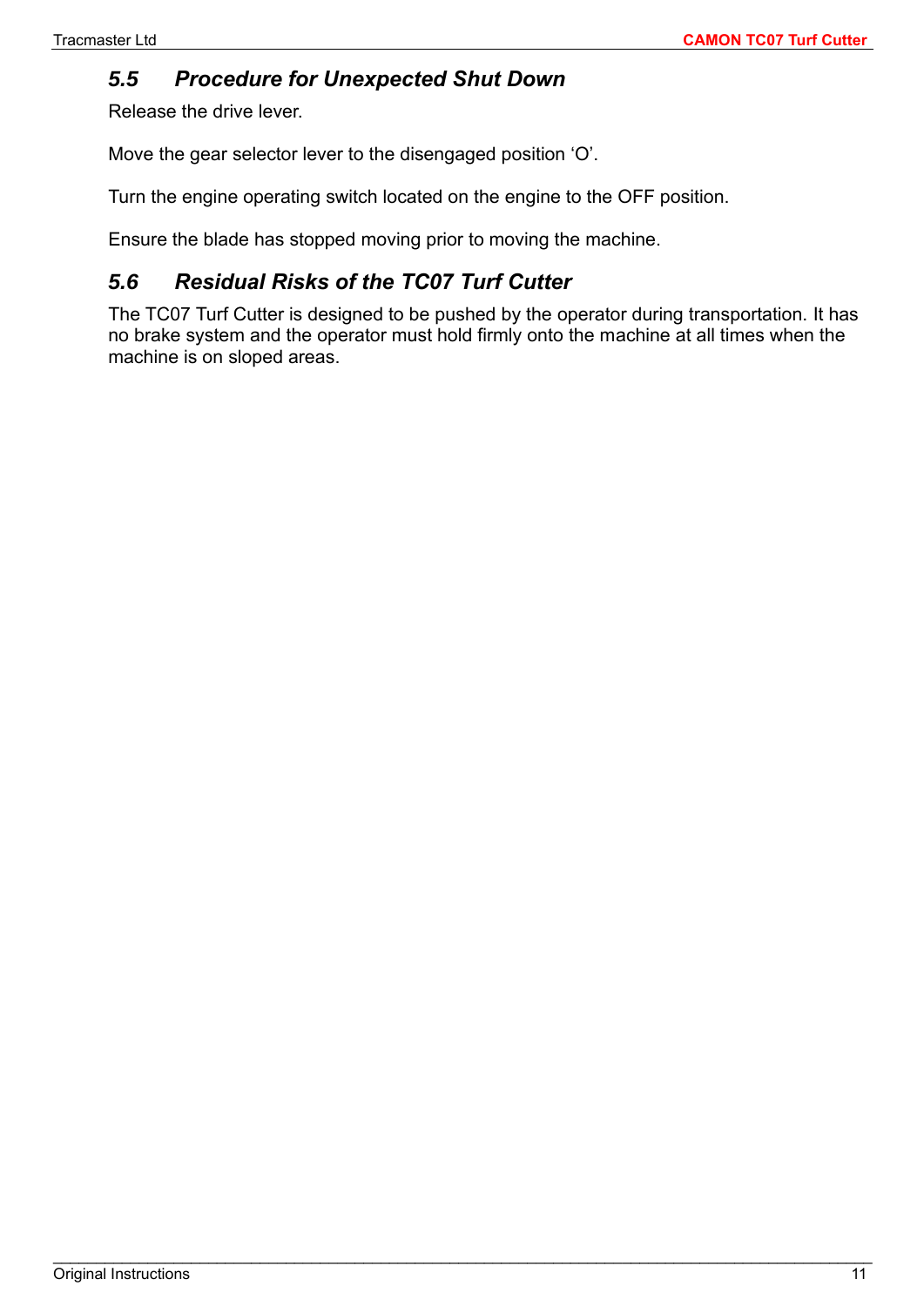## *5.5 Procedure for Unexpected Shut Down*

Release the drive lever.

Move the gear selector lever to the disengaged position ‘O’.

Turn the engine operating switch located on the engine to the OFF position.

Ensure the blade has stopped moving prior to moving the machine.

## *5.6 Residual Risks of the TC07 Turf Cutter*

The TC07 Turf Cutter is designed to be pushed by the operator during transportation. It has no brake system and the operator must hold firmly onto the machine at all times when the machine is on sloped areas.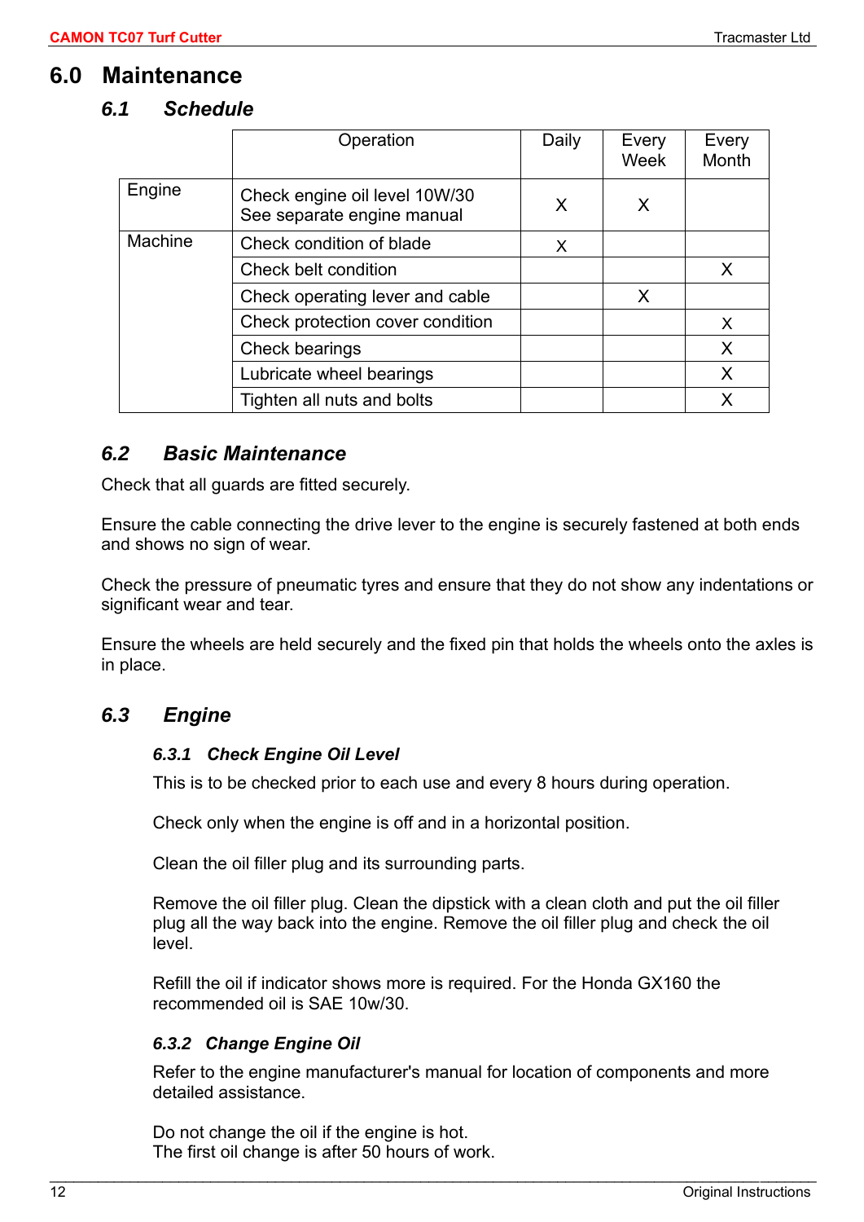# 6.0 Maintenance

## 6.1 Schedule

| | Operation | Daily | Every Week | Every Month |
|---|---|---|---|---|
| Engine | Check engine oil level 10W/30<br>See separate engine manual | X | X | |
| Machine | Check condition of blade | X | | |
| | Check belt condition | | | X |
| | Check operating lever and cable | | X | |
| | Check protection cover condition | | | X |
| | Check bearings | | | X |
| | Lubricate wheel bearings | | | X |
| | Tighten all nuts and bolts | | | X |

## 6.2 Basic Maintenance

Check that all guards are fitted securely.

Ensure the cable connecting the drive lever to the engine is securely fastened at both ends and shows no sign of wear.

Check the pressure of pneumatic tyres and ensure that they do not show any indentations or significant wear and tear.

Ensure the wheels are held securely and the fixed pin that holds the wheels onto the axles is in place.

## 6.3 Engine

### 6.3.1 Check Engine Oil Level

This is to be checked prior to each use and every 8 hours during operation.

Check only when the engine is off and in a horizontal position.

Clean the oil filler plug and its surrounding parts.

Remove the oil filler plug. Clean the dipstick with a clean cloth and put the oil filler plug all the way back into the engine. Remove the oil filler plug and check the oil level.

Refill the oil if indicator shows more is required. For the Honda GX160 the recommended oil is SAE 10w/30.

### 6.3.2 Change Engine Oil

Refer to the engine manufacturer's manual for location of components and more detailed assistance.

Do not change the oil if the engine is hot.
The first oil change is after 50 hours of work.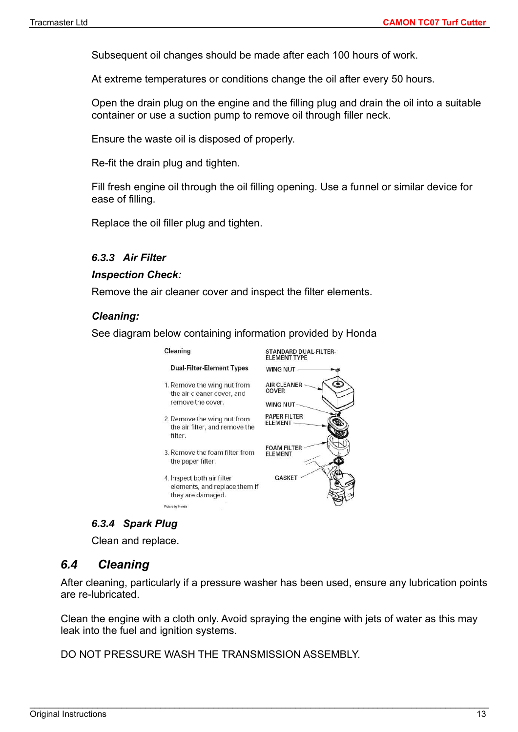Subsequent oil changes should be made after each 100 hours of work.

At extreme temperatures or conditions change the oil after every 50 hours.

Open the drain plug on the engine and the filling plug and drain the oil into a suitable container or use a suction pump to remove oil through filler neck.

Ensure the waste oil is disposed of properly.

Re-fit the drain plug and tighten.

Fill fresh engine oil through the oil filling opening. Use a funnel or similar device for ease of filling.

Replace the oil filler plug and tighten.

### *6.3.3 Air Filter*

***Inspection Check:***

Remove the air cleaner cover and inspect the filter elements.

***Cleaning:***

See diagram below containing information provided by Honda

Cleaning

**Dual-Filter-Element Types**

1. Remove the wing nut from the air cleaner cover, and remove the cover.
2. Remove the wing nut from the air filter, and remove the filter.
3. Remove the foam filter from the paper filter.
4. Inspect both air filter elements, and replace them if they are damaged.

STANDARD DUAL-FILTER-ELEMENT TYPE

WING NUT

AIR CLEANER COVER

WING NUT

PAPER FILTER ELEMENT

FOAM FILTER ELEMENT

GASKET

Picture by Honda

### *6.3.4 Spark Plug*

Clean and replace.

## *6.4 Cleaning*

After cleaning, particularly if a pressure washer has been used, ensure any lubrication points are re-lubricated.

Clean the engine with a cloth only. Avoid spraying the engine with jets of water as this may leak into the fuel and ignition systems.

DO NOT PRESSURE WASH THE TRANSMISSION ASSEMBLY.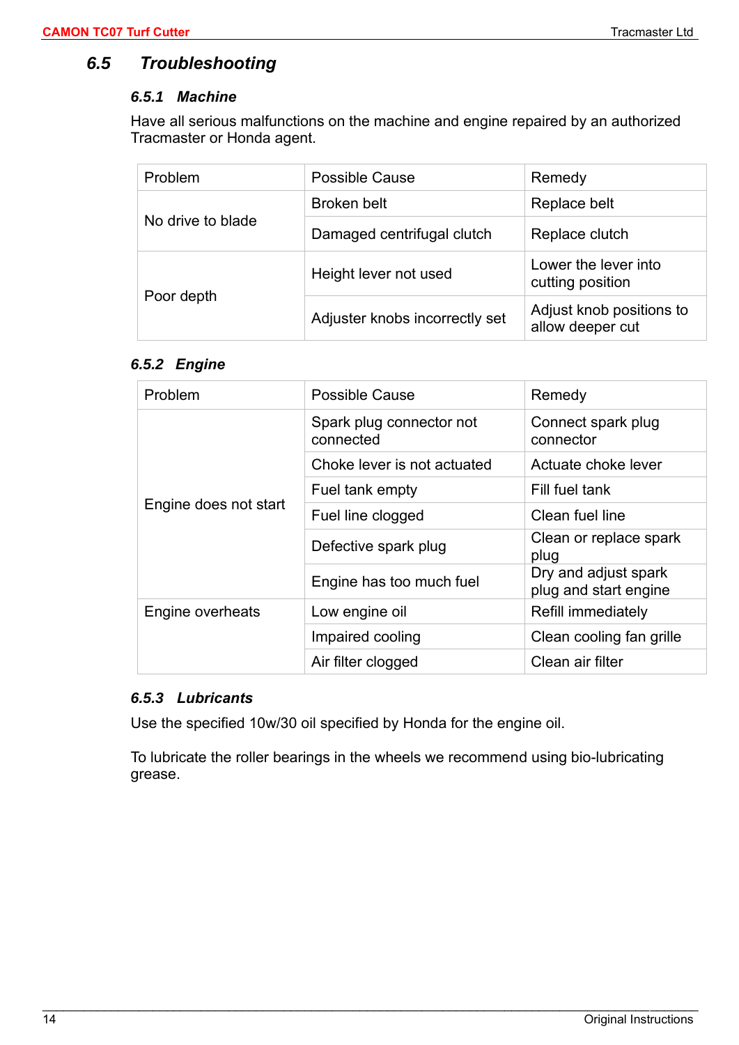## 6.5 Troubleshooting

### 6.5.1 Machine

Have all serious malfunctions on the machine and engine repaired by an authorized Tracmaster or Honda agent.

| Problem | Possible Cause | Remedy |
|---|---|---|
| No drive to blade | Broken belt | Replace belt |
| | Damaged centrifugal clutch | Replace clutch |
| Poor depth | Height lever not used | Lower the lever into cutting position |
| | Adjuster knobs incorrectly set | Adjust knob positions to allow deeper cut |

### 6.5.2 Engine

| Problem | Possible Cause | Remedy |
|---|---|---|
| Engine does not start | Spark plug connector not connected | Connect spark plug connector |
| | Choke lever is not actuated | Actuate choke lever |
| | Fuel tank empty | Fill fuel tank |
| | Fuel line clogged | Clean fuel line |
| | Defective spark plug | Clean or replace spark plug |
| | Engine has too much fuel | Dry and adjust spark plug and start engine |
| Engine overheats | Low engine oil | Refill immediately |
| | Impaired cooling | Clean cooling fan grille |
| | Air filter clogged | Clean air filter |

### 6.5.3 Lubricants

Use the specified 10w/30 oil specified by Honda for the engine oil.

To lubricate the roller bearings in the wheels we recommend using bio-lubricating grease.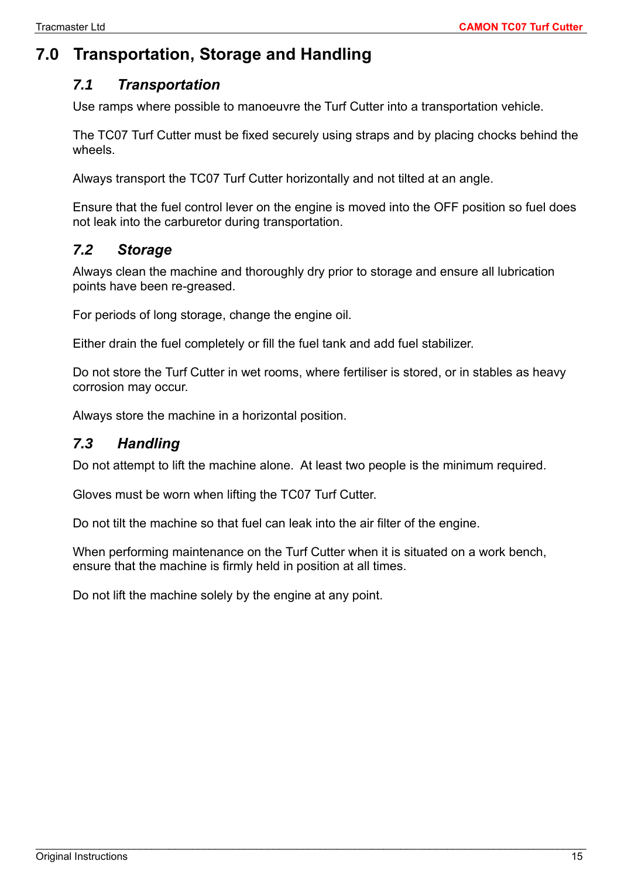# 7.0 Transportation, Storage and Handling

## *7.1 Transportation*

Use ramps where possible to manoeuvre the Turf Cutter into a transportation vehicle.

The TC07 Turf Cutter must be fixed securely using straps and by placing chocks behind the wheels.

Always transport the TC07 Turf Cutter horizontally and not tilted at an angle.

Ensure that the fuel control lever on the engine is moved into the OFF position so fuel does not leak into the carburetor during transportation.

## *7.2 Storage*

Always clean the machine and thoroughly dry prior to storage and ensure all lubrication points have been re-greased.

For periods of long storage, change the engine oil.

Either drain the fuel completely or fill the fuel tank and add fuel stabilizer.

Do not store the Turf Cutter in wet rooms, where fertiliser is stored, or in stables as heavy corrosion may occur.

Always store the machine in a horizontal position.

## *7.3 Handling*

Do not attempt to lift the machine alone. At least two people is the minimum required.

Gloves must be worn when lifting the TC07 Turf Cutter.

Do not tilt the machine so that fuel can leak into the air filter of the engine.

When performing maintenance on the Turf Cutter when it is situated on a work bench, ensure that the machine is firmly held in position at all times.

Do not lift the machine solely by the engine at any point.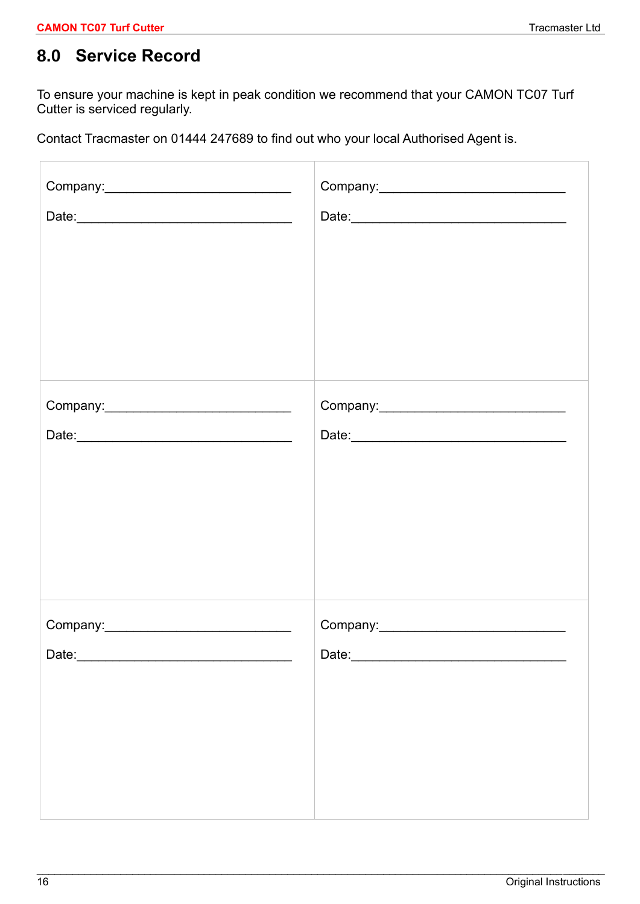## 8.0 Service Record

To ensure your machine is kept in peak condition we recommend that your CAMON TC07 Turf Cutter is serviced regularly.

Contact Tracmaster on 01444 247689 to find out who your local Authorised Agent is.

| | |
|---|---|
| Company:\_\_\_\_\_\_\_\_\_\_\_\_\_\_\_\_\_\_\_\_\_\_\_\_\_\_<br><br>Date:\_\_\_\_\_\_\_\_\_\_\_\_\_\_\_\_\_\_\_\_\_\_\_\_\_\_\_\_\_\_ | Company:\_\_\_\_\_\_\_\_\_\_\_\_\_\_\_\_\_\_\_\_\_\_\_\_\_\_<br><br>Date:\_\_\_\_\_\_\_\_\_\_\_\_\_\_\_\_\_\_\_\_\_\_\_\_\_\_\_\_\_\_ |
| Company:\_\_\_\_\_\_\_\_\_\_\_\_\_\_\_\_\_\_\_\_\_\_\_\_\_\_<br><br>Date:\_\_\_\_\_\_\_\_\_\_\_\_\_\_\_\_\_\_\_\_\_\_\_\_\_\_\_\_\_\_ | Company:\_\_\_\_\_\_\_\_\_\_\_\_\_\_\_\_\_\_\_\_\_\_\_\_\_\_<br><br>Date:\_\_\_\_\_\_\_\_\_\_\_\_\_\_\_\_\_\_\_\_\_\_\_\_\_\_\_\_\_\_ |
| Company:\_\_\_\_\_\_\_\_\_\_\_\_\_\_\_\_\_\_\_\_\_\_\_\_\_\_<br><br>Date:\_\_\_\_\_\_\_\_\_\_\_\_\_\_\_\_\_\_\_\_\_\_\_\_\_\_\_\_\_\_ | Company:\_\_\_\_\_\_\_\_\_\_\_\_\_\_\_\_\_\_\_\_\_\_\_\_\_\_<br><br>Date:\_\_\_\_\_\_\_\_\_\_\_\_\_\_\_\_\_\_\_\_\_\_\_\_\_\_\_\_\_\_ |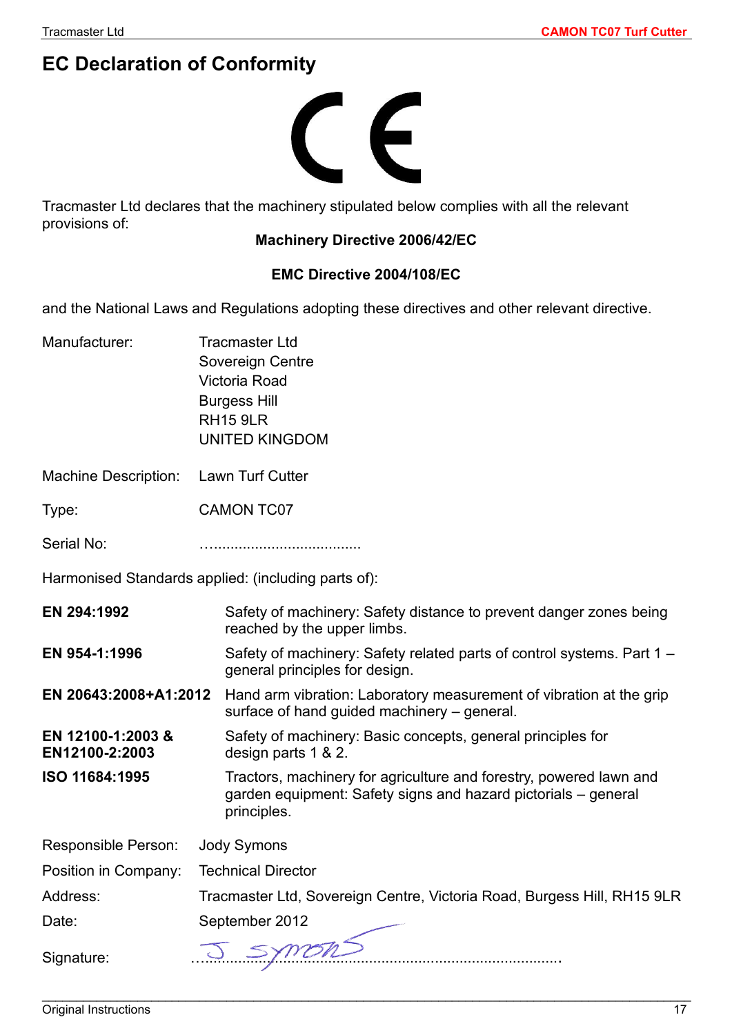# EC Declaration of Conformity

Tracmaster Ltd declares that the machinery stipulated below complies with all the relevant provisions of:

**Machinery Directive 2006/42/EC**

**EMC Directive 2004/108/EC**

and the National Laws and Regulations adopting these directives and other relevant directive.

Manufacturer: Tracmaster Ltd
Sovereign Centre
Victoria Road
Burgess Hill
RH15 9LR
UNITED KINGDOM

Machine Description: Lawn Turf Cutter

Type: CAMON TC07

Serial No: …....................................

Harmonised Standards applied: (including parts of):

| | |
|---|---|
| **EN 294:1992** | Safety of machinery: Safety distance to prevent danger zones being reached by the upper limbs. |
| **EN 954-1:1996** | Safety of machinery: Safety related parts of control systems. Part 1 – general principles for design. |
| **EN 20643:2008+A1:2012** | Hand arm vibration: Laboratory measurement of vibration at the grip surface of hand guided machinery – general. |
| **EN 12100-1:2003 & EN12100-2:2003** | Safety of machinery: Basic concepts, general principles for design parts 1 & 2. |
| **ISO 11684:1995** | Tractors, machinery for agriculture and forestry, powered lawn and garden equipment: Safety signs and hazard pictorials – general principles. |

Responsible Person: Jody Symons

Position in Company: Technical Director

Address: Tracmaster Ltd, Sovereign Centre, Victoria Road, Burgess Hill, RH15 9LR

Date: September 2012

Signature: J Symons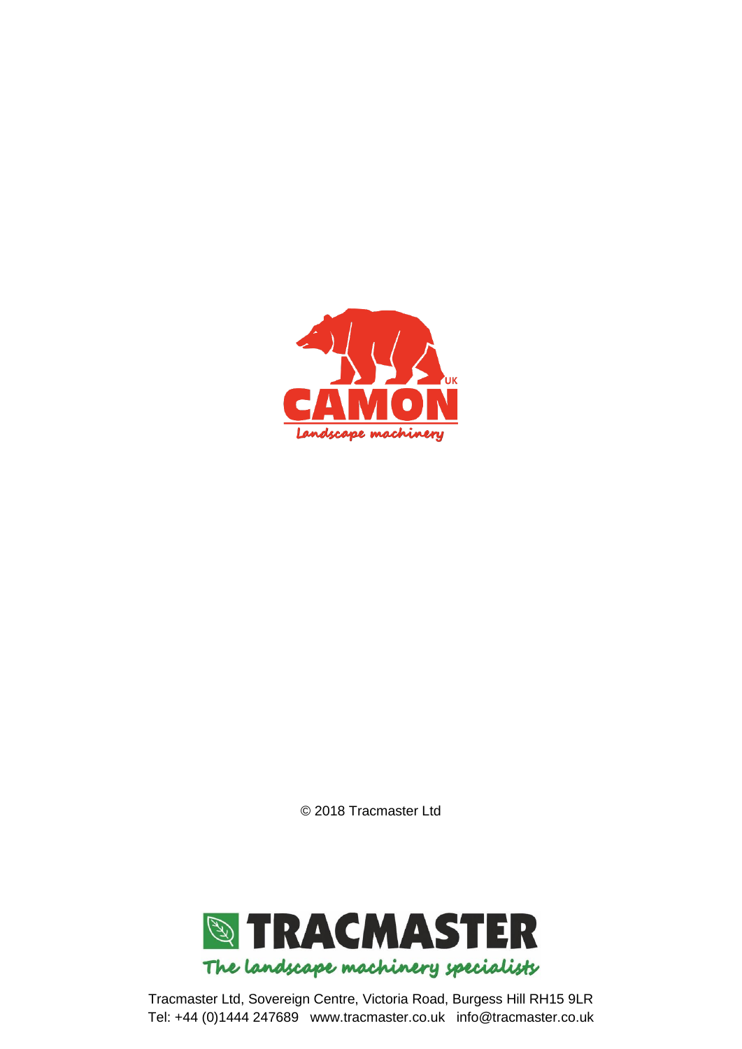CAMON UK

Landscape machinery

© 2018 Tracmaster Ltd

TRACMASTER

The landscape machinery specialists

Tracmaster Ltd, Sovereign Centre, Victoria Road, Burgess Hill RH15 9LR
Tel: +44 (0)1444 247689   www.tracmaster.co.uk   info@tracmaster.co.uk